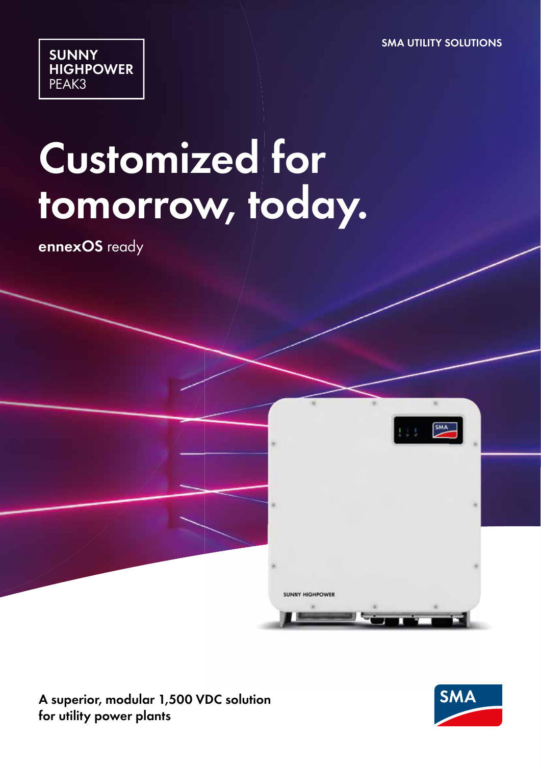SUNNY HIGHPOWER PEAK3

SMA UTILITY SOLUTIONS

# Customized for tomorrow, today.

**ennexOS** ready

**A superior, modular 1,500 VDC solution for utility power plants**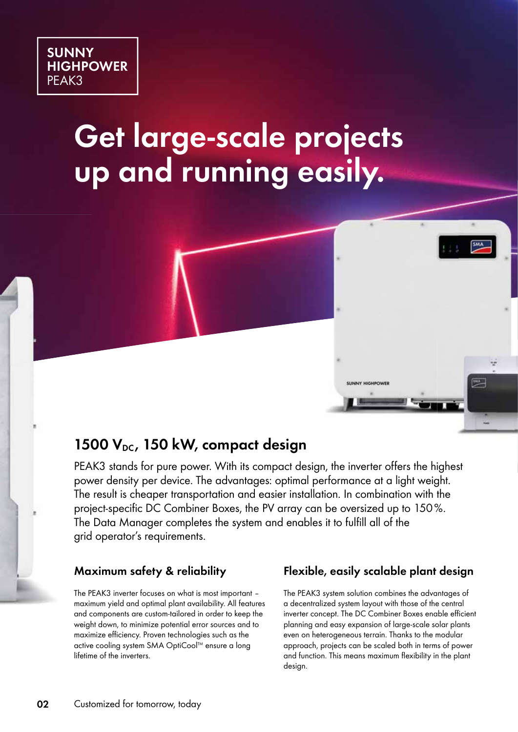SUNNY HIGHPOWER
PEAK3

# Get large-scale projects up and running easily.

## 1500 $V_{DC}$, 150 kW, compact design

PEAK3 stands for pure power. With its compact design, the inverter offers the highest power density per device. The advantages: optimal performance at a light weight. The result is cheaper transportation and easier installation. In combination with the project-specific DC Combiner Boxes, the PV array can be oversized up to 150 %. The Data Manager completes the system and enables it to fulfill all of the grid operator's requirements.

### Maximum safety & reliability

The PEAK3 inverter focuses on what is most important – maximum yield and optimal plant availability. All features and components are custom-tailored in order to keep the weight down, to minimize potential error sources and to maximize efficiency. Proven technologies such as the active cooling system SMA OptiCool™ ensure a long lifetime of the inverters.

### Flexible, easily scalable plant design

The PEAK3 system solution combines the advantages of a decentralized system layout with those of the central inverter concept. The DC Combiner Boxes enable efficient planning and easy expansion of large-scale solar plants even on heterogeneous terrain. Thanks to the modular approach, projects can be scaled both in terms of power and function. This means maximum flexibility in the plant design.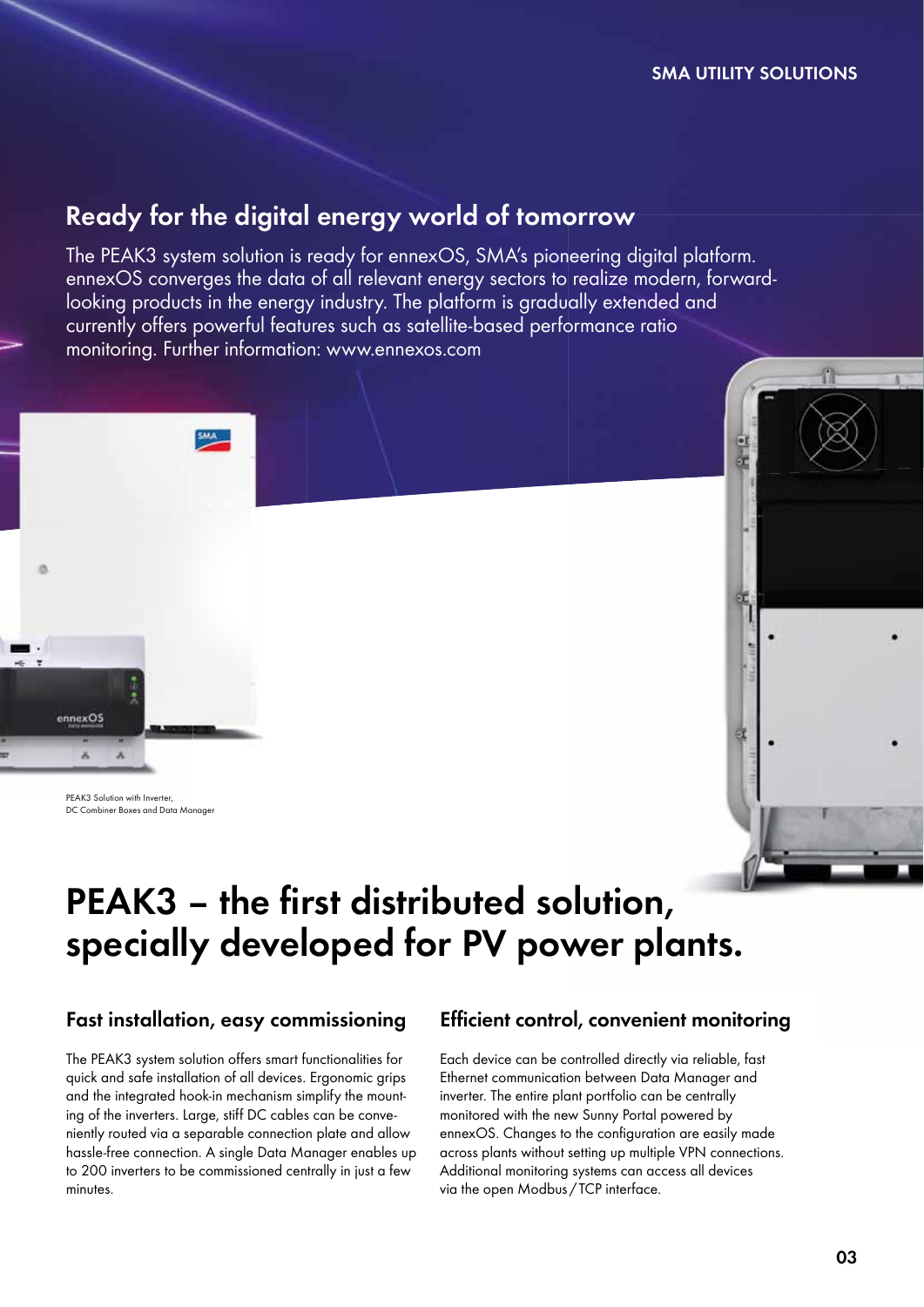## Ready for the digital energy world of tomorrow

The PEAK3 system solution is ready for ennexOS, SMA's pioneering digital platform. ennexOS converges the data of all relevant energy sectors to realize modern, forward-looking products in the energy industry. The platform is gradually extended and currently offers powerful features such as satellite-based performance ratio monitoring. Further information: www.ennexos.com

PEAK3 Solution with Inverter, DC Combiner Boxes and Data Manager

# PEAK3 – the first distributed solution, specially developed for PV power plants.

### Fast installation, easy commissioning

The PEAK3 system solution offers smart functionalities for quick and safe installation of all devices. Ergonomic grips and the integrated hook-in mechanism simplify the mounting of the inverters. Large, stiff DC cables can be conveniently routed via a separable connection plate and allow hassle-free connection. A single Data Manager enables up to 200 inverters to be commissioned centrally in just a few minutes.

### Efficient control, convenient monitoring

Each device can be controlled directly via reliable, fast Ethernet communication between Data Manager and inverter. The entire plant portfolio can be centrally monitored with the new Sunny Portal powered by ennexOS. Changes to the configuration are easily made across plants without setting up multiple VPN connections. Additional monitoring systems can access all devices via the open Modbus / TCP interface.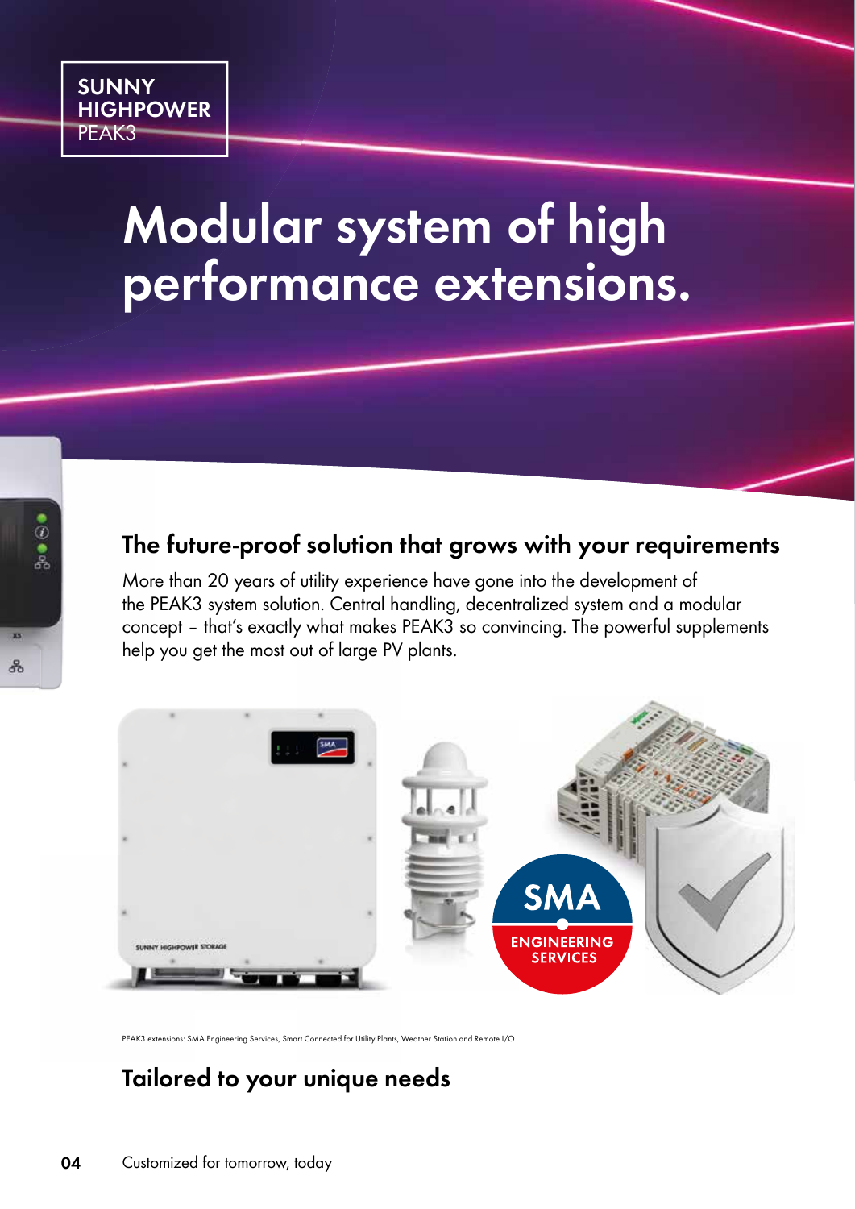SUNNY HIGHPOWER PEAK3

# Modular system of high performance extensions.

## The future-proof solution that grows with your requirements

More than 20 years of utility experience have gone into the development of the PEAK3 system solution. Central handling, decentralized system and a modular concept – that's exactly what makes PEAK3 so convincing. The powerful supplements help you get the most out of large PV plants.

PEAK3 extensions: SMA Engineering Services, Smart Connected for Utility Plants, Weather Station and Remote I/O

## Tailored to your unique needs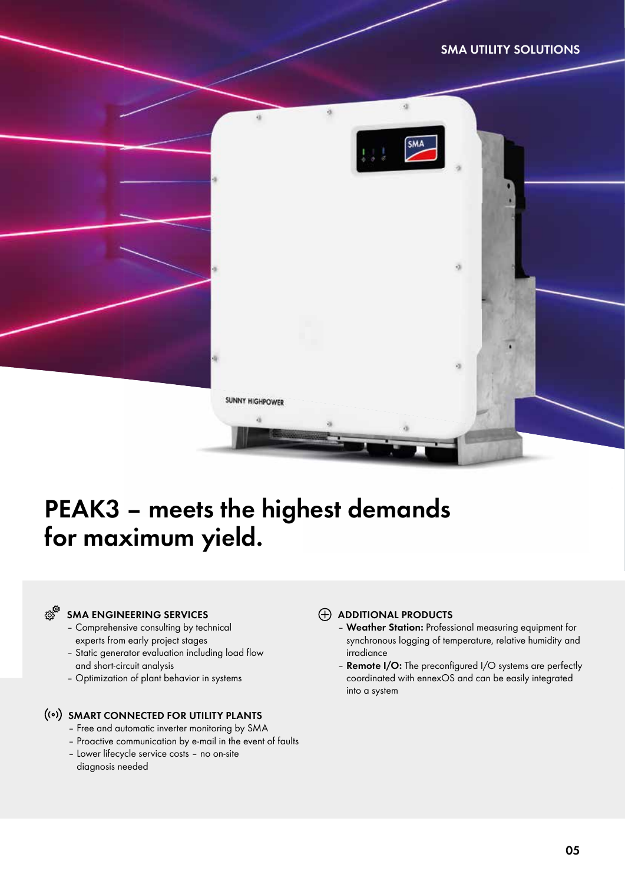# PEAK3 – meets the highest demands for maximum yield.

### SMA ENGINEERING SERVICES

- Comprehensive consulting by technical experts from early project stages
- Static generator evaluation including load flow and short-circuit analysis
- Optimization of plant behavior in systems

### SMART CONNECTED FOR UTILITY PLANTS

- Free and automatic inverter monitoring by SMA
- Proactive communication by e-mail in the event of faults
- Lower lifecycle service costs – no on-site diagnosis needed

### ADDITIONAL PRODUCTS

- **Weather Station:** Professional measuring equipment for synchronous logging of temperature, relative humidity and irradiance
- **Remote I/O:** The preconfigured I/O systems are perfectly coordinated with ennexOS and can be easily integrated into a system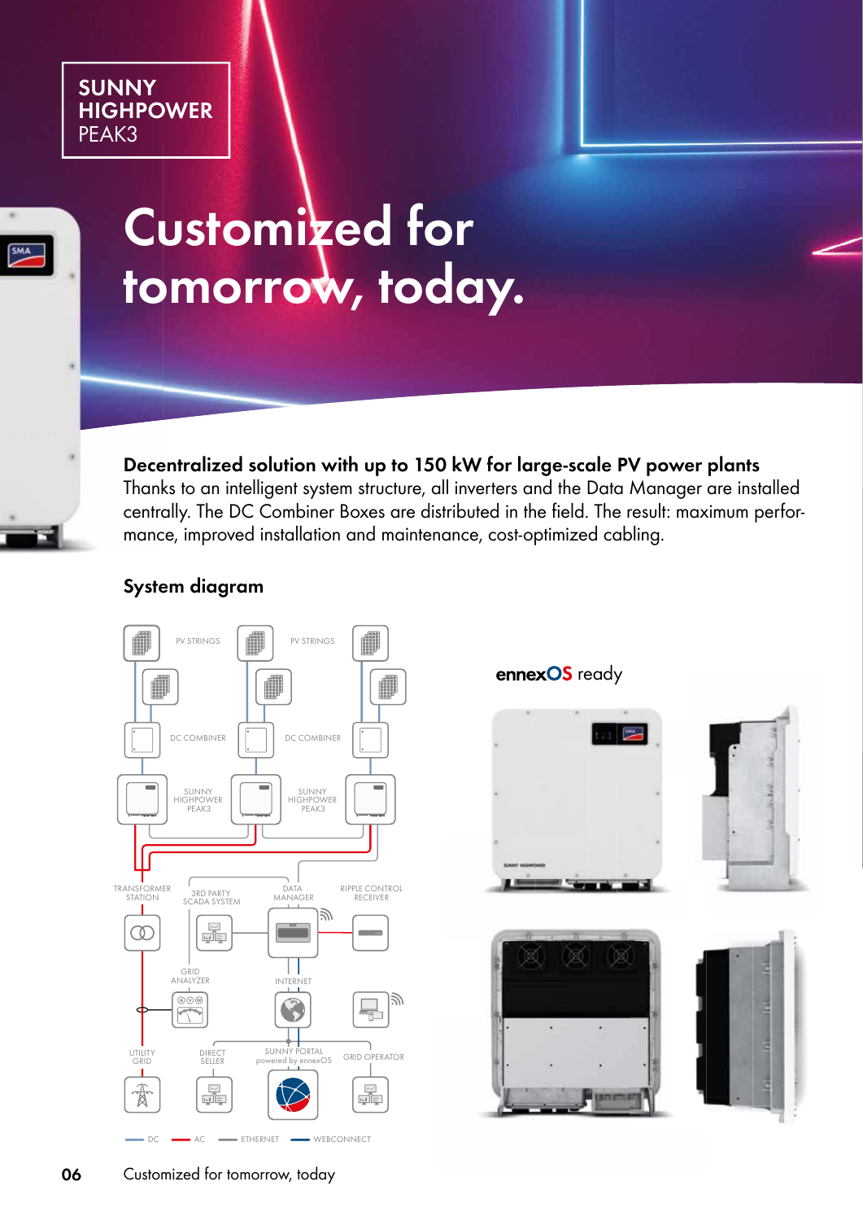SUNNY HIGHPOWER PEAK3

# Customized for tomorrow, today.

**Decentralized solution with up to 150 kW for large-scale PV power plants**
Thanks to an intelligent system structure, all inverters and the Data Manager are installed centrally. The DC Combiner Boxes are distributed in the field. The result: maximum performance, improved installation and maintenance, cost-optimized cabling.

## System diagram

PV STRINGS, PV STRINGS, DC COMBINER, DC COMBINER, SUNNY HIGHPOWER PEAK3, SUNNY HIGHPOWER PEAK3, TRANSFORMER STATION, 3RD PARTY SCADA SYSTEM, DATA MANAGER, RIPPLE CONTROL RECEIVER, GRID ANALYZER, INTERNET, UTILITY GRID, DIRECT SELLER, SUNNY PORTAL powered by ennexOS, GRID OPERATOR

DC — AC — ETHERNET — WEBCONNECT

ennexOS ready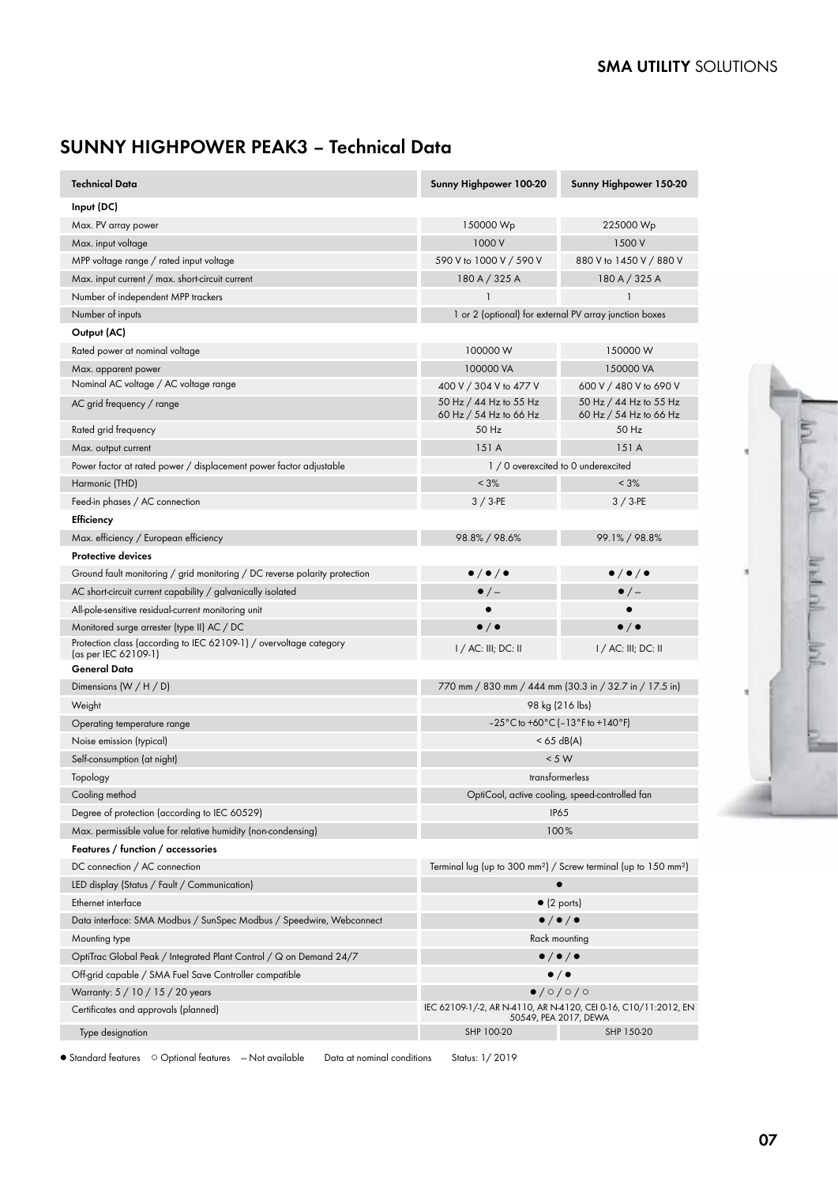## SUNNY HIGHPOWER PEAK3 – Technical Data

| Technical Data | Sunny Highpower 100-20 | Sunny Highpower 150-20 |
|---|---|---|
| **Input (DC)** | | |
| Max. PV array power | 150000 Wp | 225000 Wp |
| Max. input voltage | 1000 V | 1500 V |
| MPP voltage range / rated input voltage | 590 V to 1000 V / 590 V | 880 V to 1450 V / 880 V |
| Max. input current / max. short-circuit current | 180 A / 325 A | 180 A / 325 A |
| Number of independent MPP trackers | 1 | 1 |
| Number of inputs | 1 or 2 (optional) for external PV array junction boxes | |
| **Output (AC)** | | |
| Rated power at nominal voltage | 100000 W | 150000 W |
| Max. apparent power | 100000 VA | 150000 VA |
| Nominal AC voltage / AC voltage range | 400 V / 304 V to 477 V | 600 V / 480 V to 690 V |
| AC grid frequency / range | 50 Hz / 44 Hz to 55 Hz<br>60 Hz / 54 Hz to 66 Hz | 50 Hz / 44 Hz to 55 Hz<br>60 Hz / 54 Hz to 66 Hz |
| Rated grid frequency | 50 Hz | 50 Hz |
| Max. output current | 151 A | 151 A |
| Power factor at rated power / displacement power factor adjustable | 1 / 0 overexcited to 0 underexcited | |
| Harmonic (THD) | < 3% | < 3% |
| Feed-in phases / AC connection | 3 / 3-PE | 3 / 3-PE |
| **Efficiency** | | |
| Max. efficiency / European efficiency | 98.8% / 98.6% | 99.1% / 98.8% |
| **Protective devices** | | |
| Ground fault monitoring / grid monitoring / DC reverse polarity protection | ● / ● / ● | ● / ● / ● |
| AC short-circuit current capability / galvanically isolated | ● / – | ● / – |
| All-pole-sensitive residual-current monitoring unit | ● | ● |
| Monitored surge arrester (type II) AC / DC | ● / ● | ● / ● |
| Protection class (according to IEC 62109-1) / overvoltage category (as per IEC 62109-1) | I / AC: III; DC: II | I / AC: III; DC: II |
| **General Data** | | |
| Dimensions (W / H / D) | 770 mm / 830 mm / 444 mm (30.3 in / 32.7 in / 17.5 in) | |
| Weight | 98 kg (216 lbs) | |
| Operating temperature range | −25°C to +60°C (−13°F to +140°F) | |
| Noise emission (typical) | < 65 dB(A) | |
| Self-consumption (at night) | < 5 W | |
| Topology | transformerless | |
| Cooling method | OptiCool, active cooling, speed-controlled fan | |
| Degree of protection (according to IEC 60529) | IP65 | |
| Max. permissible value for relative humidity (non-condensing) | 100% | |
| **Features / function / accessories** | | |
| DC connection / AC connection | Terminal lug (up to 300 mm²) / Screw terminal (up to 150 mm²) | |
| LED display (Status / Fault / Communication) | ● | |
| Ethernet interface | ● (2 ports) | |
| Data interface: SMA Modbus / SunSpec Modbus / Speedwire, Webconnect | ● / ● / ● | |
| Mounting type | Rack mounting | |
| OptiTrac Global Peak / Integrated Plant Control / Q on Demand 24/7 | ● / ● / ● | |
| Off-grid capable / SMA Fuel Save Controller compatible | ● / ● | |
| Warranty: 5 / 10 / 15 / 20 years | ● / ○ / ○ / ○ | |
| Certificates and approvals (planned) | IEC 62109-1/-2, AR N-4110, AR N-4120, CEI 0-16, C10/11:2012, EN 50549, PEA 2017, DEWA | |
| Type designation | SHP 100-20 | SHP 150-20 |

● Standard features ○ Optional features – Not available Data at nominal conditions Status: 1/ 2019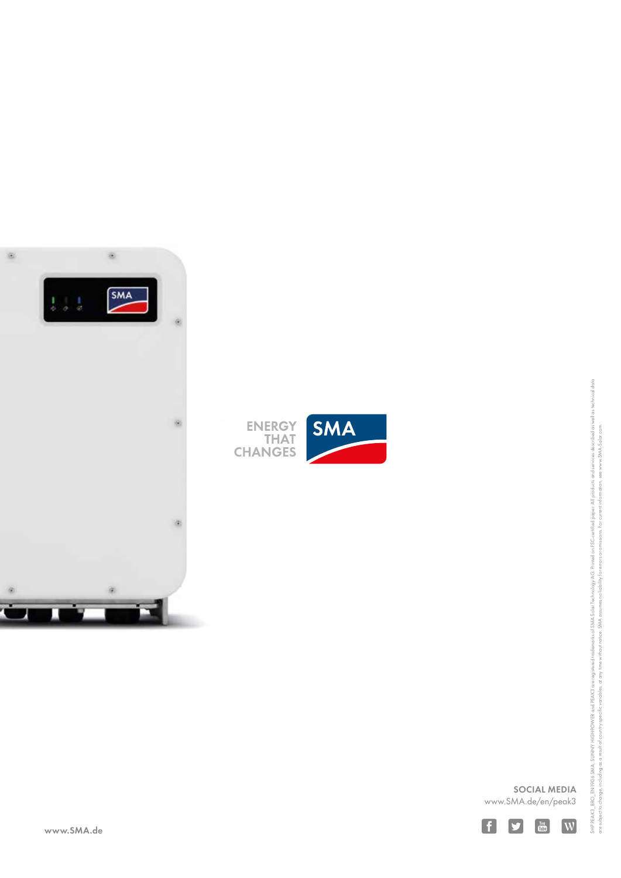ENERGY THAT CHANGES

SMA

SOCIAL MEDIA
www.SMA.de/en/peak3

www.SMA.de

SHP PEAK3_BRO_EN1906 SMA, SUNNY HIGHPOWER and PEAK3 are registered trademarks of SMA Solar Technology AG. Printed on FSC-certified paper. All products and services described as well as technical data are subject to change, including as a result of country-specific variables, at any time without notice. SMA assumes no liability for errors or omissions. For current information, see www.SMA-Solar.com.